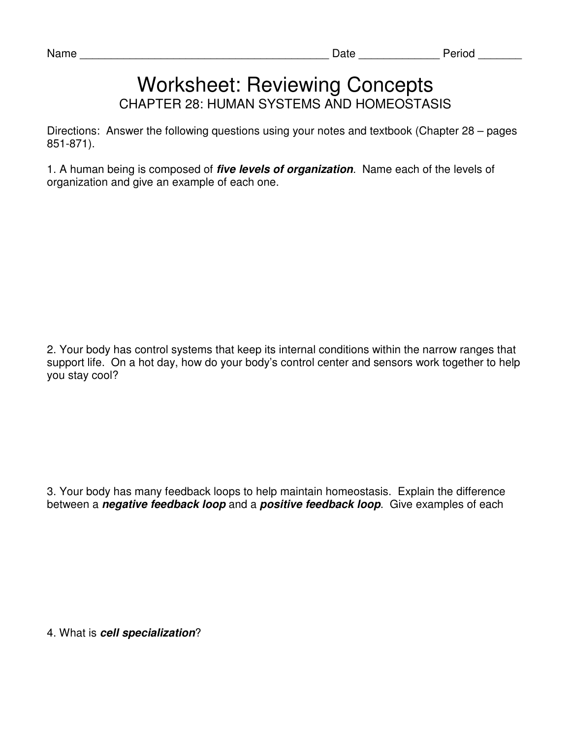Name ________________________________________ Date _____________ Period _______

# Worksheet: Reviewing Concepts

## CHAPTER 28: HUMAN SYSTEMS AND HOMEOSTASIS

Directions: Answer the following questions using your notes and textbook (Chapter 28 – pages 851-871).

1. A human being is composed of ***five levels of organization***. Name each of the levels of organization and give an example of each one.

2. Your body has control systems that keep its internal conditions within the narrow ranges that support life. On a hot day, how do your body's control center and sensors work together to help you stay cool?

3. Your body has many feedback loops to help maintain homeostasis. Explain the difference between a ***negative feedback loop*** and a ***positive feedback loop***. Give examples of each

4. What is ***cell specialization***?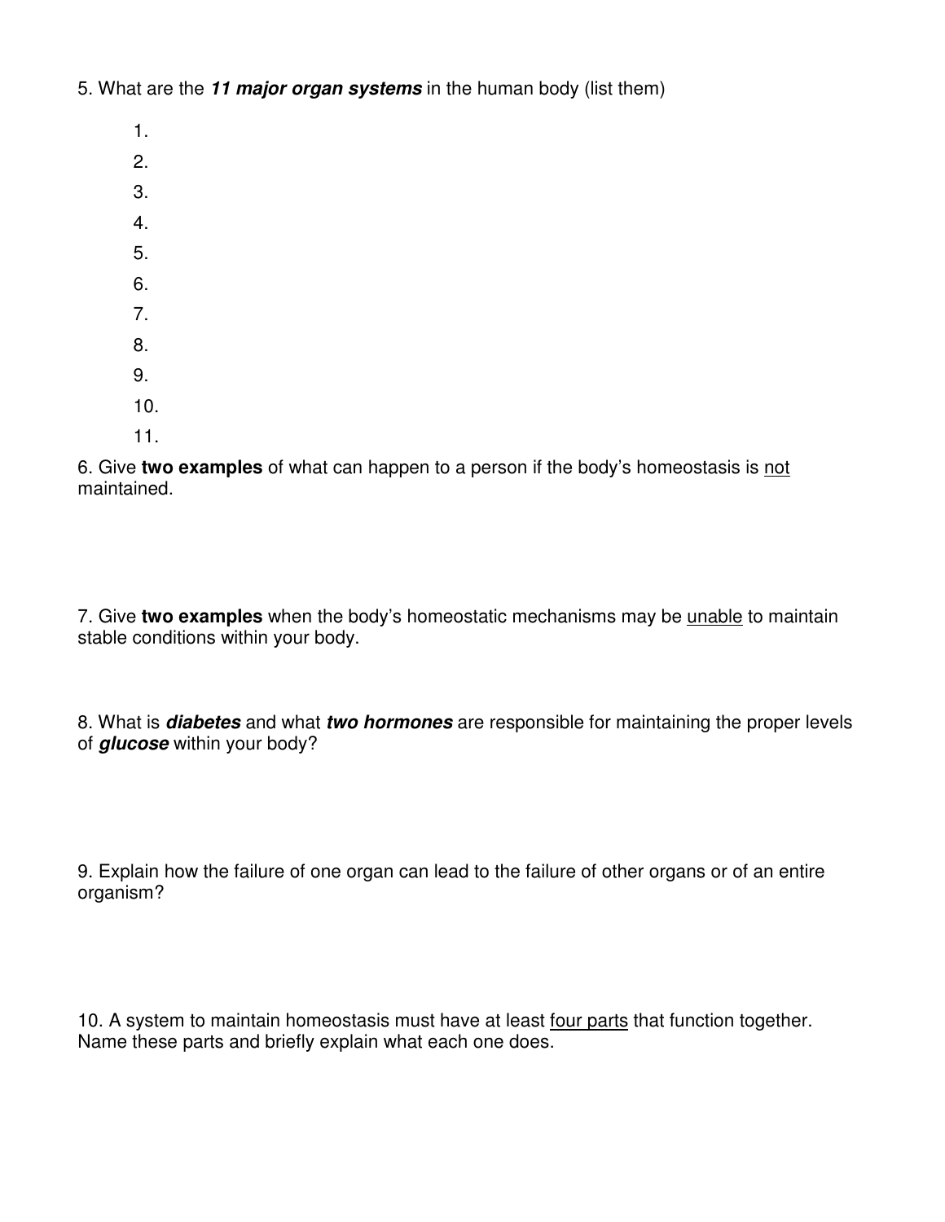5. What are the ***11 major organ systems*** in the human body (list them)

1.
2.
3.
4.
5.
6.
7.
8.
9.
10.
11.

6. Give **two examples** of what can happen to a person if the body's homeostasis is <u>not</u> maintained.

7. Give **two examples** when the body's homeostatic mechanisms may be <u>unable</u> to maintain stable conditions within your body.

8. What is ***diabetes*** and what ***two hormones*** are responsible for maintaining the proper levels of ***glucose*** within your body?

9. Explain how the failure of one organ can lead to the failure of other organs or of an entire organism?

10. A system to maintain homeostasis must have at least <u>four parts</u> that function together. Name these parts and briefly explain what each one does.